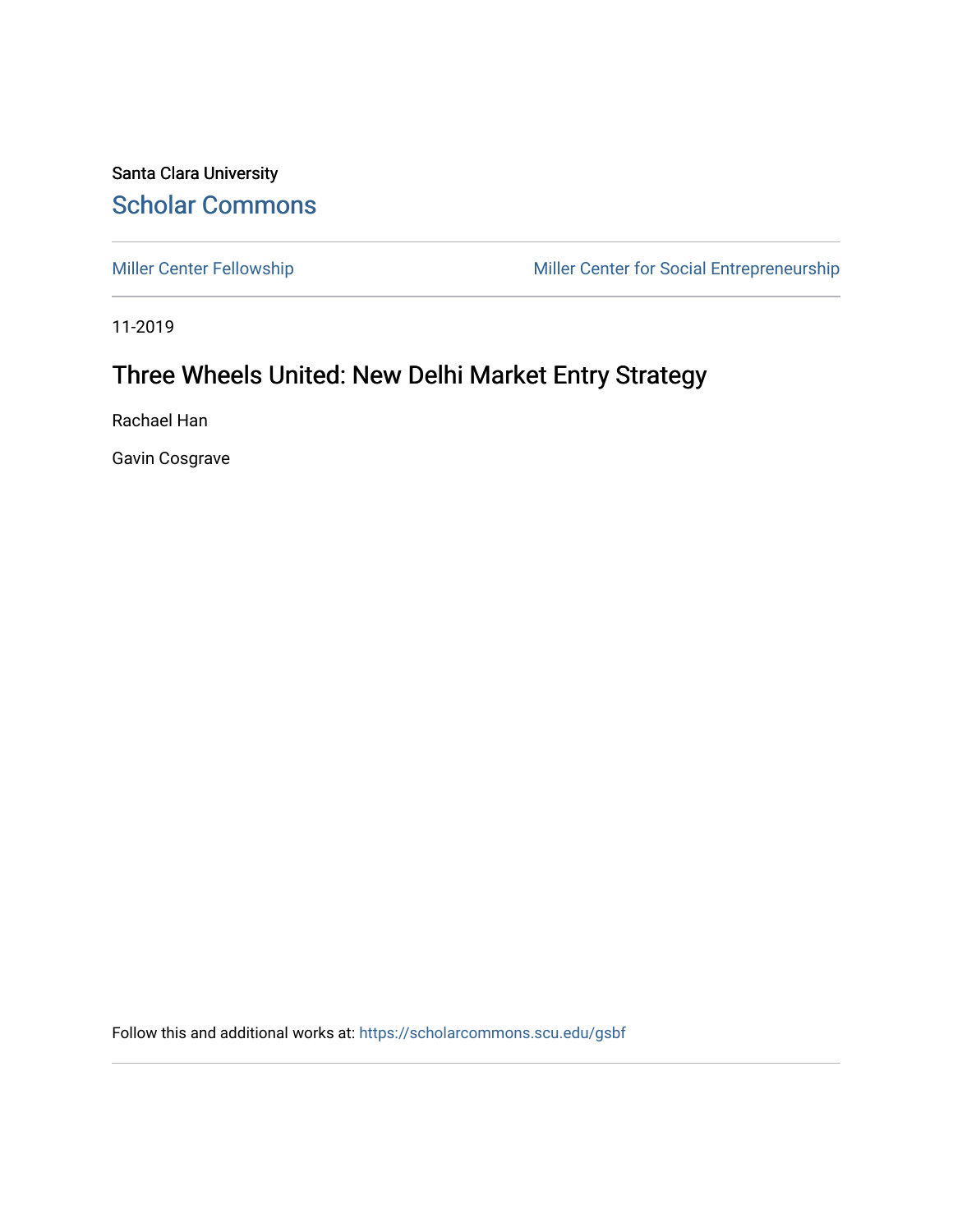Santa Clara University

# Scholar Commons

Miller Center Fellowship | Miller Center for Social Entrepreneurship

11-2019

## Three Wheels United: New Delhi Market Entry Strategy

Rachael Han

Gavin Cosgrave

Follow this and additional works at: https://scholarcommons.scu.edu/gsbf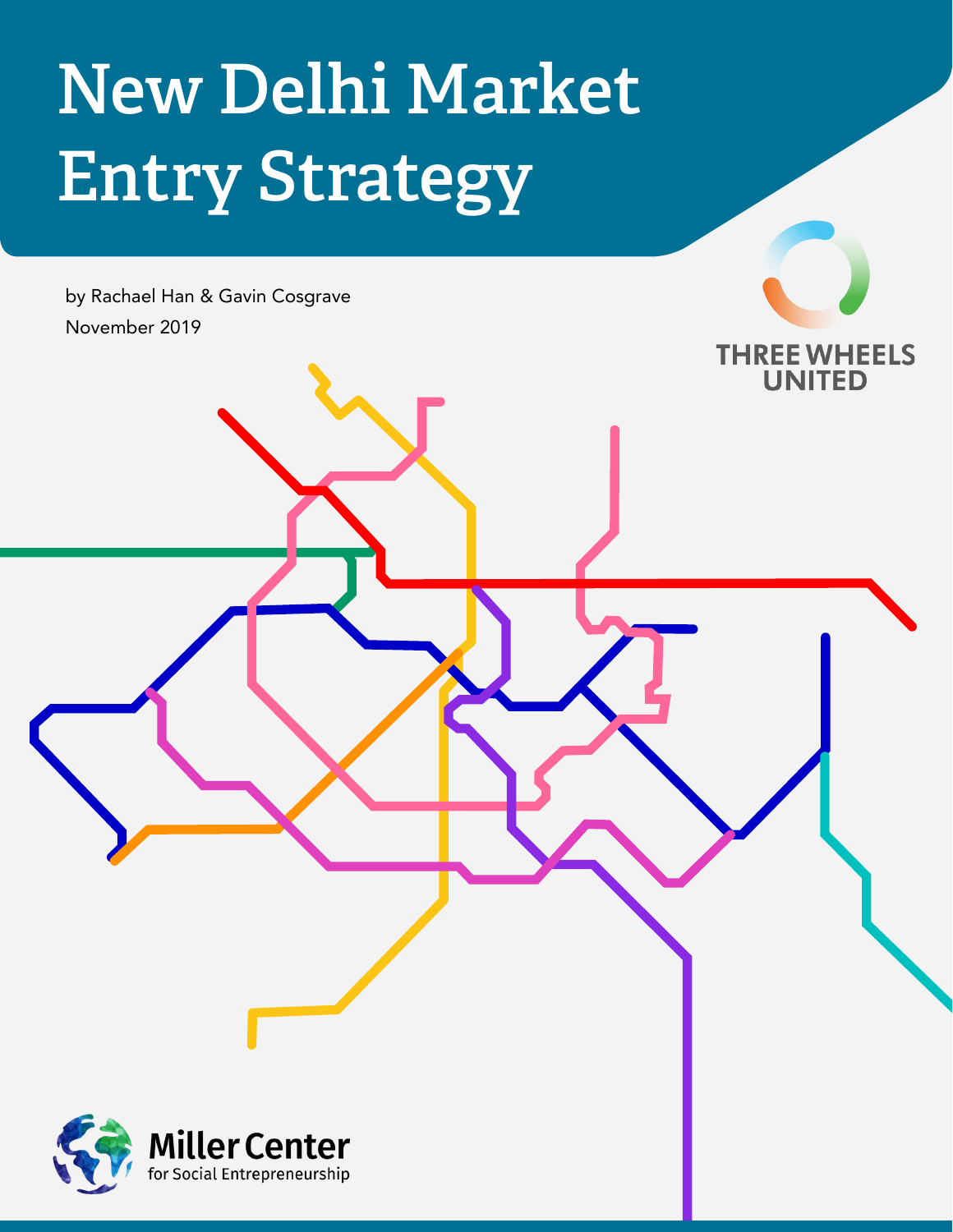# New Delhi Market Entry Strategy

by Rachael Han & Gavin Cosgrave

November 2019

THREE WHEELS UNITED

Miller Center for Social Entrepreneurship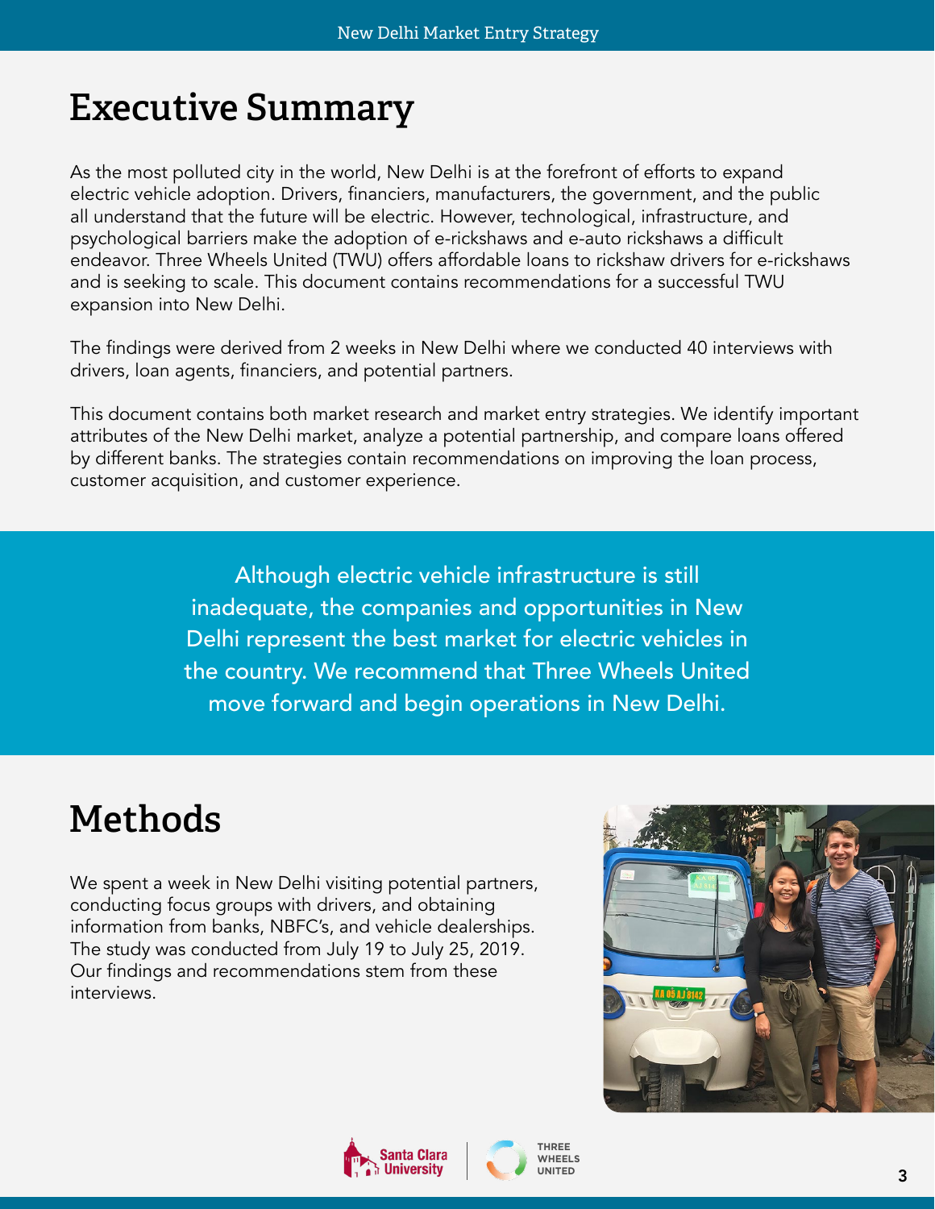# Executive Summary

As the most polluted city in the world, New Delhi is at the forefront of efforts to expand electric vehicle adoption. Drivers, financiers, manufacturers, the government, and the public all understand that the future will be electric. However, technological, infrastructure, and psychological barriers make the adoption of e-rickshaws and e-auto rickshaws a difficult endeavor. Three Wheels United (TWU) offers affordable loans to rickshaw drivers for e-rickshaws and is seeking to scale. This document contains recommendations for a successful TWU expansion into New Delhi.

The findings were derived from 2 weeks in New Delhi where we conducted 40 interviews with drivers, loan agents, financiers, and potential partners.

This document contains both market research and market entry strategies. We identify important attributes of the New Delhi market, analyze a potential partnership, and compare loans offered by different banks. The strategies contain recommendations on improving the loan process, customer acquisition, and customer experience.

Although electric vehicle infrastructure is still inadequate, the companies and opportunities in New Delhi represent the best market for electric vehicles in the country. We recommend that Three Wheels United move forward and begin operations in New Delhi.

# Methods

We spent a week in New Delhi visiting potential partners, conducting focus groups with drivers, and obtaining information from banks, NBFC's, and vehicle dealerships. The study was conducted from July 19 to July 25, 2019. Our findings and recommendations stem from these interviews.